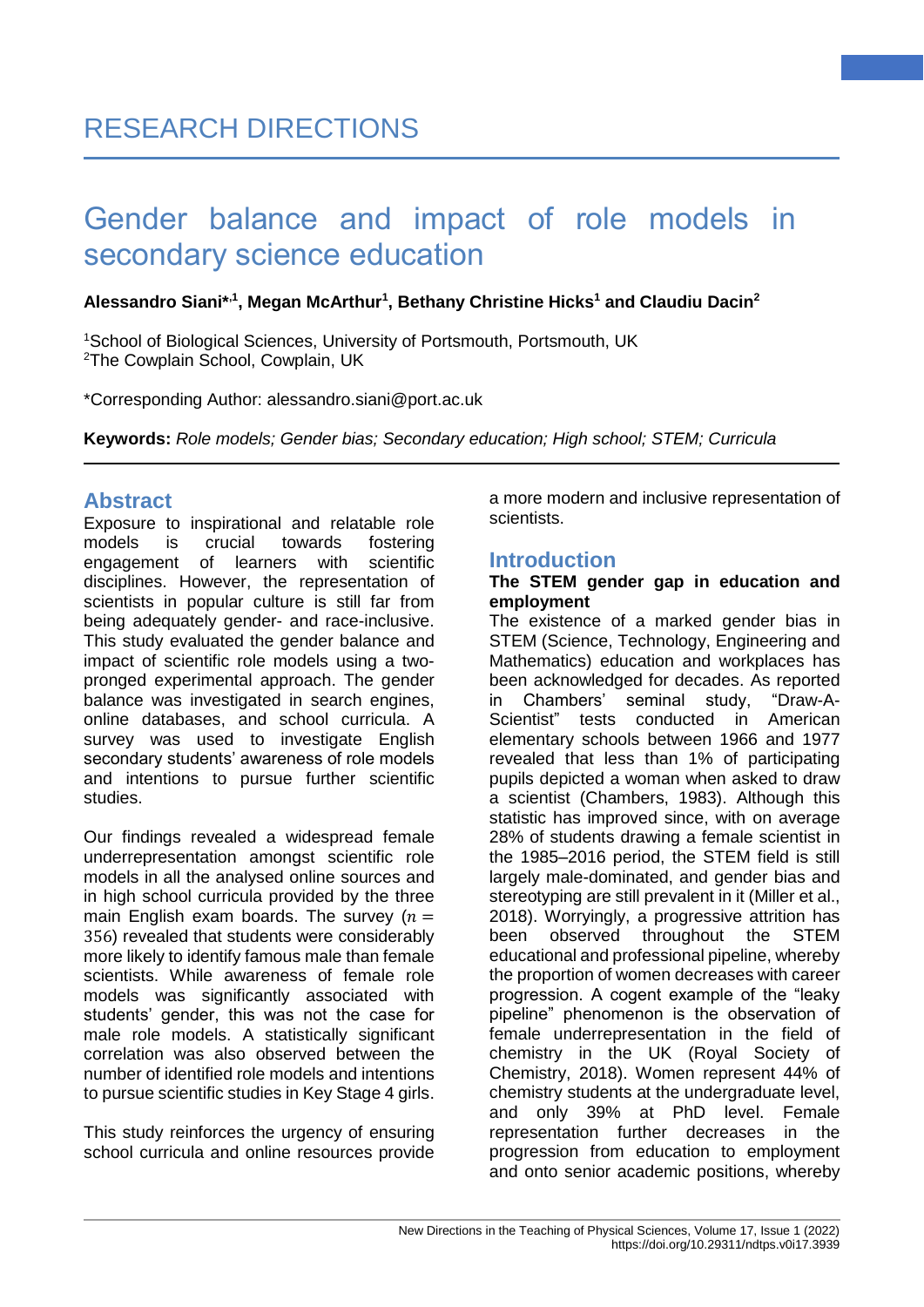RESEARCH DIRECTIONS

# Gender balance and impact of role models in secondary science education

**Alessandro Siani*[,1], Megan McArthur[1], Bethany Christine Hicks[1] and Claudiu Dacin[2]**

[1]School of Biological Sciences, University of Portsmouth, Portsmouth, UK
[2]The Cowplain School, Cowplain, UK

*Corresponding Author: alessandro.siani@port.ac.uk

**Keywords:** *Role models; Gender bias; Secondary education; High school; STEM; Curricula*

## Abstract

Exposure to inspirational and relatable role models is crucial towards fostering engagement of learners with scientific disciplines. However, the representation of scientists in popular culture is still far from being adequately gender- and race-inclusive. This study evaluated the gender balance and impact of scientific role models using a two-pronged experimental approach. The gender balance was investigated in search engines, online databases, and school curricula. A survey was used to investigate English secondary students' awareness of role models and intentions to pursue further scientific studies.

Our findings revealed a widespread female underrepresentation amongst scientific role models in all the analysed online sources and in high school curricula provided by the three main English exam boards. The survey ($n = 356$) revealed that students were considerably more likely to identify famous male than female scientists. While awareness of female role models was significantly associated with students' gender, this was not the case for male role models. A statistically significant correlation was also observed between the number of identified role models and intentions to pursue scientific studies in Key Stage 4 girls.

This study reinforces the urgency of ensuring school curricula and online resources provide a more modern and inclusive representation of scientists.

## Introduction

### The STEM gender gap in education and employment

The existence of a marked gender bias in STEM (Science, Technology, Engineering and Mathematics) education and workplaces has been acknowledged for decades. As reported in Chambers' seminal study, "Draw-A-Scientist" tests conducted in American elementary schools between 1966 and 1977 revealed that less than 1% of participating pupils depicted a woman when asked to draw a scientist (Chambers, 1983). Although this statistic has improved since, with on average 28% of students drawing a female scientist in the 1985–2016 period, the STEM field is still largely male-dominated, and gender bias and stereotyping are still prevalent in it (Miller et al., 2018). Worryingly, a progressive attrition has been observed throughout the STEM educational and professional pipeline, whereby the proportion of women decreases with career progression. A cogent example of the "leaky pipeline" phenomenon is the observation of female underrepresentation in the field of chemistry in the UK (Royal Society of Chemistry, 2018). Women represent 44% of chemistry students at the undergraduate level, and only 39% at PhD level. Female representation further decreases in the progression from education to employment and onto senior academic positions, whereby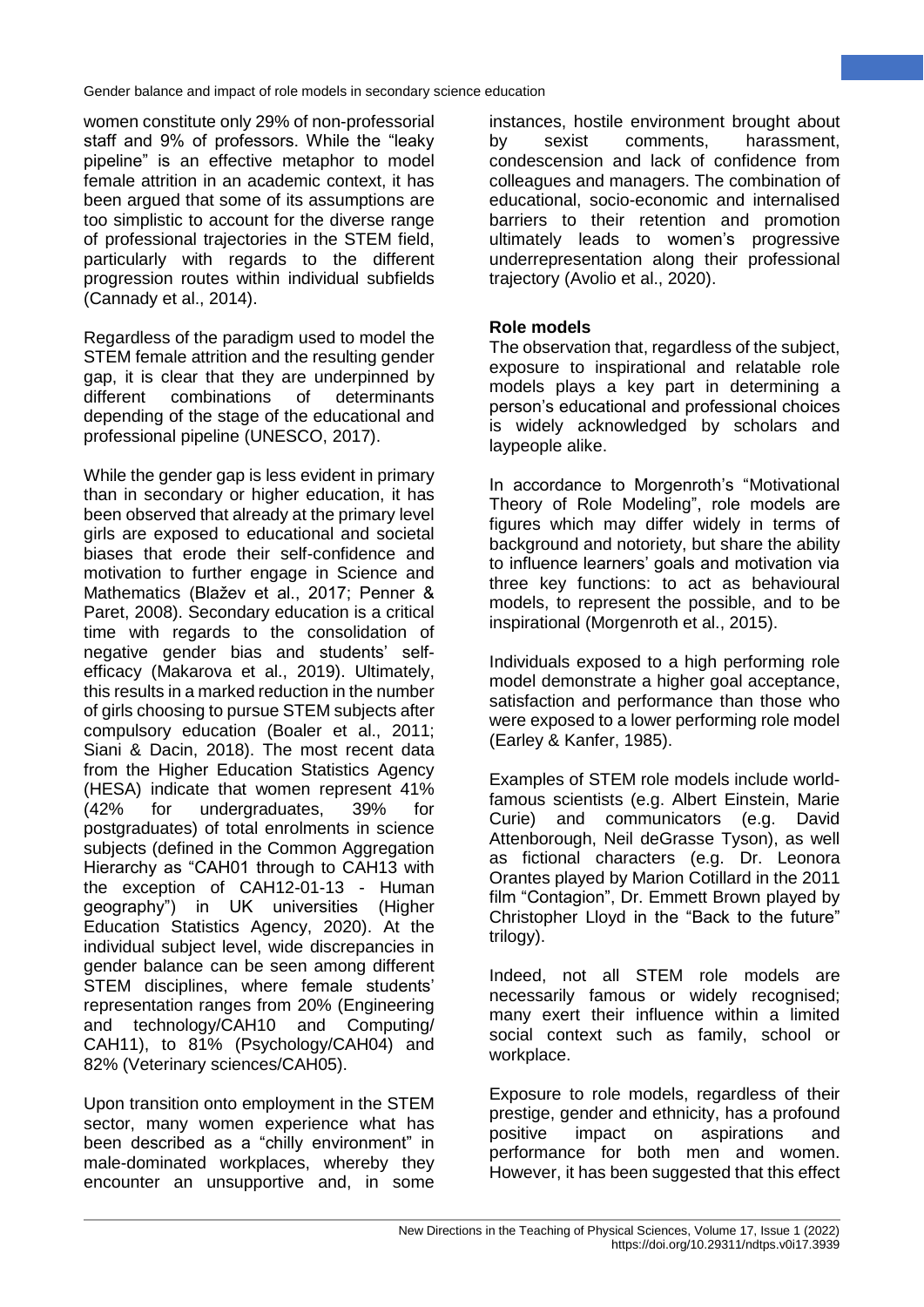women constitute only 29% of non-professorial staff and 9% of professors. While the "leaky pipeline" is an effective metaphor to model female attrition in an academic context, it has been argued that some of its assumptions are too simplistic to account for the diverse range of professional trajectories in the STEM field, particularly with regards to the different progression routes within individual subfields (Cannady et al., 2014).

Regardless of the paradigm used to model the STEM female attrition and the resulting gender gap, it is clear that they are underpinned by different combinations of determinants depending of the stage of the educational and professional pipeline (UNESCO, 2017).

While the gender gap is less evident in primary than in secondary or higher education, it has been observed that already at the primary level girls are exposed to educational and societal biases that erode their self-confidence and motivation to further engage in Science and Mathematics (Blažev et al., 2017; Penner & Paret, 2008). Secondary education is a critical time with regards to the consolidation of negative gender bias and students' self-efficacy (Makarova et al., 2019). Ultimately, this results in a marked reduction in the number of girls choosing to pursue STEM subjects after compulsory education (Boaler et al., 2011; Siani & Dacin, 2018). The most recent data from the Higher Education Statistics Agency (HESA) indicate that women represent 41% (42% for undergraduates, 39% for postgraduates) of total enrolments in science subjects (defined in the Common Aggregation Hierarchy as "CAH01 through to CAH13 with the exception of CAH12-01-13 - Human geography") in UK universities (Higher Education Statistics Agency, 2020). At the individual subject level, wide discrepancies in gender balance can be seen among different STEM disciplines, where female students' representation ranges from 20% (Engineering and technology/CAH10 and Computing/ CAH11), to 81% (Psychology/CAH04) and 82% (Veterinary sciences/CAH05).

Upon transition onto employment in the STEM sector, many women experience what has been described as a "chilly environment" in male-dominated workplaces, whereby they encounter an unsupportive and, in some instances, hostile environment brought about by sexist comments, harassment, condescension and lack of confidence from colleagues and managers. The combination of educational, socio-economic and internalised barriers to their retention and promotion ultimately leads to women's progressive underrepresentation along their professional trajectory (Avolio et al., 2020).

## Role models

The observation that, regardless of the subject, exposure to inspirational and relatable role models plays a key part in determining a person's educational and professional choices is widely acknowledged by scholars and laypeople alike.

In accordance to Morgenroth's "Motivational Theory of Role Modeling", role models are figures which may differ widely in terms of background and notoriety, but share the ability to influence learners' goals and motivation via three key functions: to act as behavioural models, to represent the possible, and to be inspirational (Morgenroth et al., 2015).

Individuals exposed to a high performing role model demonstrate a higher goal acceptance, satisfaction and performance than those who were exposed to a lower performing role model (Earley & Kanfer, 1985).

Examples of STEM role models include world-famous scientists (e.g. Albert Einstein, Marie Curie) and communicators (e.g. David Attenborough, Neil deGrasse Tyson), as well as fictional characters (e.g. Dr. Leonora Orantes played by Marion Cotillard in the 2011 film "Contagion", Dr. Emmett Brown played by Christopher Lloyd in the "Back to the future" trilogy).

Indeed, not all STEM role models are necessarily famous or widely recognised; many exert their influence within a limited social context such as family, school or workplace.

Exposure to role models, regardless of their prestige, gender and ethnicity, has a profound positive impact on aspirations and performance for both men and women. However, it has been suggested that this effect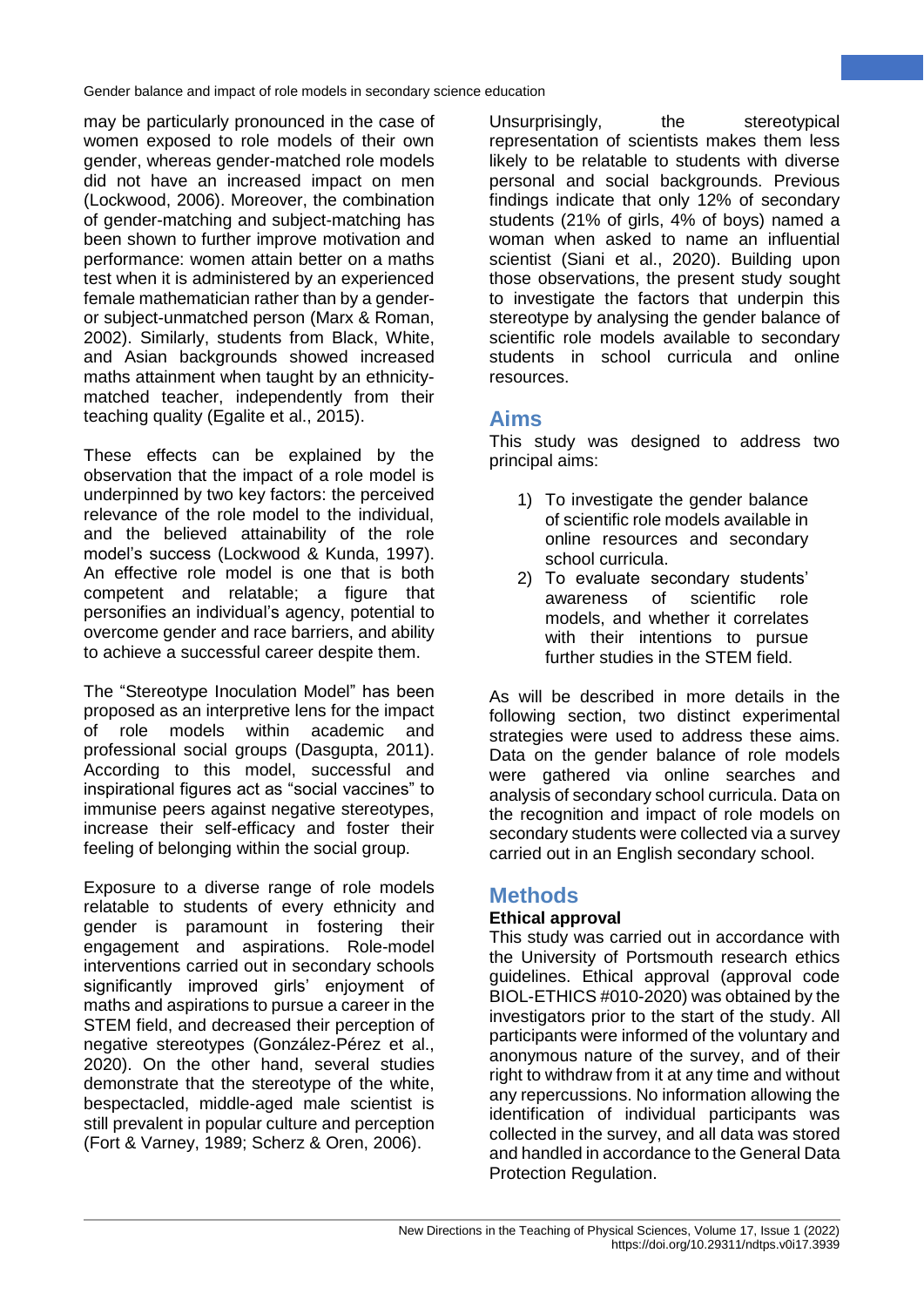may be particularly pronounced in the case of women exposed to role models of their own gender, whereas gender-matched role models did not have an increased impact on men (Lockwood, 2006). Moreover, the combination of gender-matching and subject-matching has been shown to further improve motivation and performance: women attain better on a maths test when it is administered by an experienced female mathematician rather than by a gender- or subject-unmatched person (Marx & Roman, 2002). Similarly, students from Black, White, and Asian backgrounds showed increased maths attainment when taught by an ethnicity-matched teacher, independently from their teaching quality (Egalite et al., 2015).

These effects can be explained by the observation that the impact of a role model is underpinned by two key factors: the perceived relevance of the role model to the individual, and the believed attainability of the role model's success (Lockwood & Kunda, 1997). An effective role model is one that is both competent and relatable; a figure that personifies an individual's agency, potential to overcome gender and race barriers, and ability to achieve a successful career despite them.

The "Stereotype Inoculation Model" has been proposed as an interpretive lens for the impact of role models within academic and professional social groups (Dasgupta, 2011). According to this model, successful and inspirational figures act as "social vaccines" to immunise peers against negative stereotypes, increase their self-efficacy and foster their feeling of belonging within the social group.

Exposure to a diverse range of role models relatable to students of every ethnicity and gender is paramount in fostering their engagement and aspirations. Role-model interventions carried out in secondary schools significantly improved girls' enjoyment of maths and aspirations to pursue a career in the STEM field, and decreased their perception of negative stereotypes (González-Pérez et al., 2020). On the other hand, several studies demonstrate that the stereotype of the white, bespectacled, middle-aged male scientist is still prevalent in popular culture and perception (Fort & Varney, 1989; Scherz & Oren, 2006).

Unsurprisingly, the stereotypical representation of scientists makes them less likely to be relatable to students with diverse personal and social backgrounds. Previous findings indicate that only 12% of secondary students (21% of girls, 4% of boys) named a woman when asked to name an influential scientist (Siani et al., 2020). Building upon those observations, the present study sought to investigate the factors that underpin this stereotype by analysing the gender balance of scientific role models available to secondary students in school curricula and online resources.

## Aims

This study was designed to address two principal aims:

1) To investigate the gender balance of scientific role models available in online resources and secondary school curricula.
2) To evaluate secondary students' awareness of scientific role models, and whether it correlates with their intentions to pursue further studies in the STEM field.

As will be described in more details in the following section, two distinct experimental strategies were used to address these aims. Data on the gender balance of role models were gathered via online searches and analysis of secondary school curricula. Data on the recognition and impact of role models on secondary students were collected via a survey carried out in an English secondary school.

## Methods

### Ethical approval

This study was carried out in accordance with the University of Portsmouth research ethics guidelines. Ethical approval (approval code BIOL-ETHICS #010-2020) was obtained by the investigators prior to the start of the study. All participants were informed of the voluntary and anonymous nature of the survey, and of their right to withdraw from it at any time and without any repercussions. No information allowing the identification of individual participants was collected in the survey, and all data was stored and handled in accordance to the General Data Protection Regulation.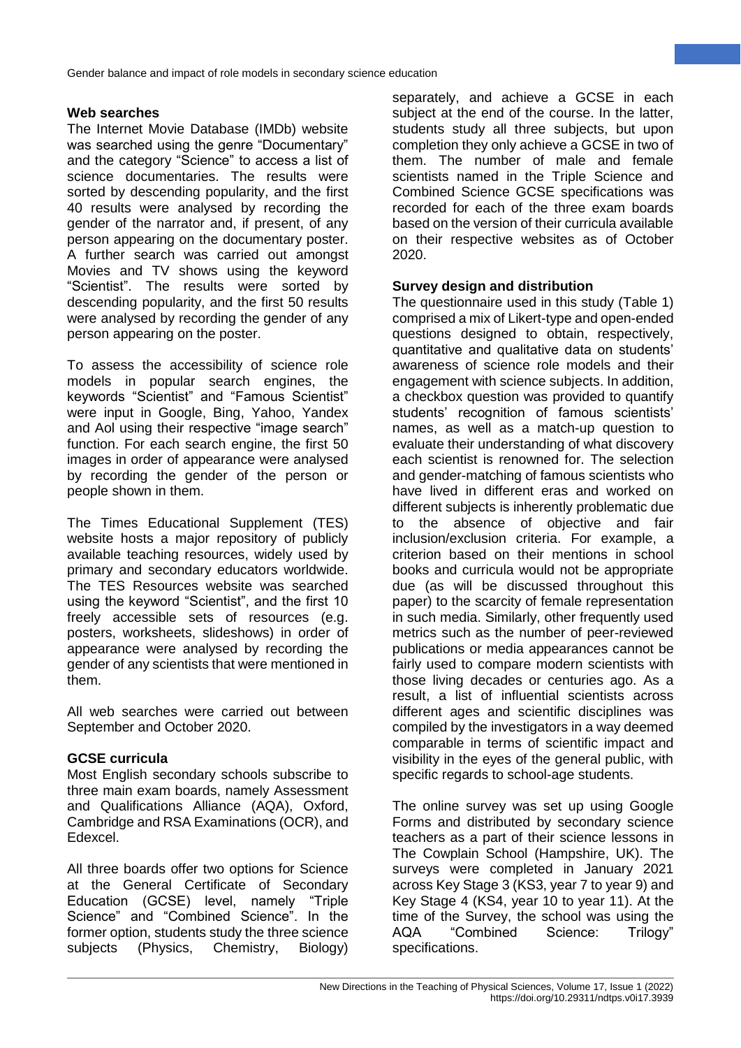### Web searches

The Internet Movie Database (IMDb) website was searched using the genre "Documentary" and the category "Science" to access a list of science documentaries. The results were sorted by descending popularity, and the first 40 results were analysed by recording the gender of the narrator and, if present, of any person appearing on the documentary poster. A further search was carried out amongst Movies and TV shows using the keyword "Scientist". The results were sorted by descending popularity, and the first 50 results were analysed by recording the gender of any person appearing on the poster.

To assess the accessibility of science role models in popular search engines, the keywords "Scientist" and "Famous Scientist" were input in Google, Bing, Yahoo, Yandex and Aol using their respective "image search" function. For each search engine, the first 50 images in order of appearance were analysed by recording the gender of the person or people shown in them.

The Times Educational Supplement (TES) website hosts a major repository of publicly available teaching resources, widely used by primary and secondary educators worldwide. The TES Resources website was searched using the keyword "Scientist", and the first 10 freely accessible sets of resources (e.g. posters, worksheets, slideshows) in order of appearance were analysed by recording the gender of any scientists that were mentioned in them.

All web searches were carried out between September and October 2020.

### GCSE curricula

Most English secondary schools subscribe to three main exam boards, namely Assessment and Qualifications Alliance (AQA), Oxford, Cambridge and RSA Examinations (OCR), and Edexcel.

All three boards offer two options for Science at the General Certificate of Secondary Education (GCSE) level, namely "Triple Science" and "Combined Science". In the former option, students study the three science subjects (Physics, Chemistry, Biology) separately, and achieve a GCSE in each subject at the end of the course. In the latter, students study all three subjects, but upon completion they only achieve a GCSE in two of them. The number of male and female scientists named in the Triple Science and Combined Science GCSE specifications was recorded for each of the three exam boards based on the version of their curricula available on their respective websites as of October 2020.

### Survey design and distribution

The questionnaire used in this study (Table 1) comprised a mix of Likert-type and open-ended questions designed to obtain, respectively, quantitative and qualitative data on students' awareness of science role models and their engagement with science subjects. In addition, a checkbox question was provided to quantify students' recognition of famous scientists' names, as well as a match-up question to evaluate their understanding of what discovery each scientist is renowned for. The selection and gender-matching of famous scientists who have lived in different eras and worked on different subjects is inherently problematic due to the absence of objective and fair inclusion/exclusion criteria. For example, a criterion based on their mentions in school books and curricula would not be appropriate due (as will be discussed throughout this paper) to the scarcity of female representation in such media. Similarly, other frequently used metrics such as the number of peer-reviewed publications or media appearances cannot be fairly used to compare modern scientists with those living decades or centuries ago. As a result, a list of influential scientists across different ages and scientific disciplines was compiled by the investigators in a way deemed comparable in terms of scientific impact and visibility in the eyes of the general public, with specific regards to school-age students.

The online survey was set up using Google Forms and distributed by secondary science teachers as a part of their science lessons in The Cowplain School (Hampshire, UK). The surveys were completed in January 2021 across Key Stage 3 (KS3, year 7 to year 9) and Key Stage 4 (KS4, year 10 to year 11). At the time of the Survey, the school was using the AQA "Combined Science: Trilogy" specifications.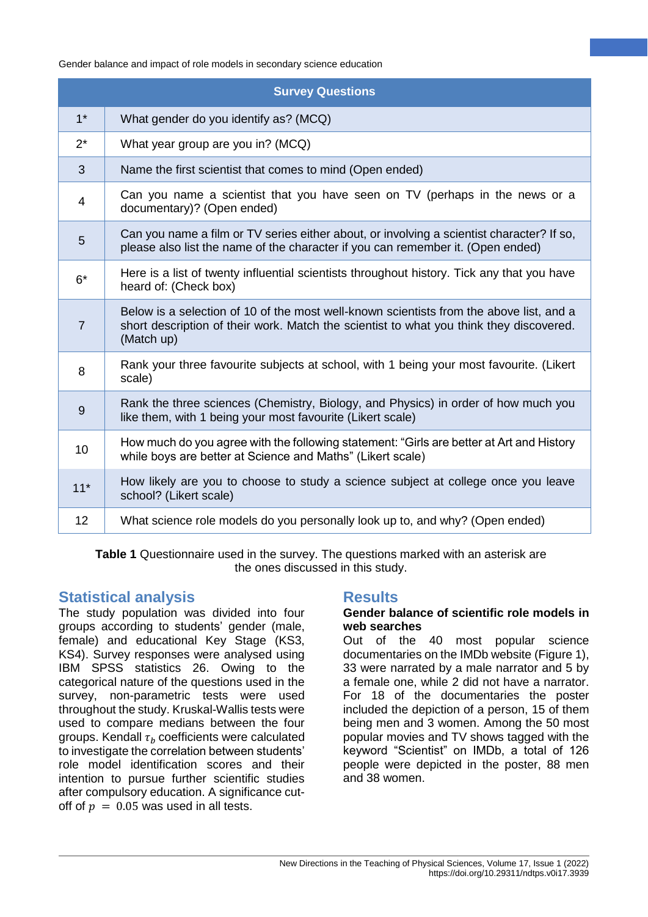| Survey Questions | |
|---|---|
| 1* | What gender do you identify as? (MCQ) |
| 2* | What year group are you in? (MCQ) |
| 3 | Name the first scientist that comes to mind (Open ended) |
| 4 | Can you name a scientist that you have seen on TV (perhaps in the news or a documentary)? (Open ended) |
| 5 | Can you name a film or TV series either about, or involving a scientist character? If so, please also list the name of the character if you can remember it. (Open ended) |
| 6* | Here is a list of twenty influential scientists throughout history. Tick any that you have heard of: (Check box) |
| 7 | Below is a selection of 10 of the most well-known scientists from the above list, and a short description of their work. Match the scientist to what you think they discovered. (Match up) |
| 8 | Rank your three favourite subjects at school, with 1 being your most favourite. (Likert scale) |
| 9 | Rank the three sciences (Chemistry, Biology, and Physics) in order of how much you like them, with 1 being your most favourite (Likert scale) |
| 10 | How much do you agree with the following statement: "Girls are better at Art and History while boys are better at Science and Maths" (Likert scale) |
| 11* | How likely are you to choose to study a science subject at college once you leave school? (Likert scale) |
| 12 | What science role models do you personally look up to, and why? (Open ended) |

**Table 1** Questionnaire used in the survey. The questions marked with an asterisk are the ones discussed in this study.

## Statistical analysis

The study population was divided into four groups according to students' gender (male, female) and educational Key Stage (KS3, KS4). Survey responses were analysed using IBM SPSS statistics 26. Owing to the categorical nature of the questions used in the survey, non-parametric tests were used throughout the study. Kruskal-Wallis tests were used to compare medians between the four groups. Kendall $\tau_b$ coefficients were calculated to investigate the correlation between students' role model identification scores and their intention to pursue further scientific studies after compulsory education. A significance cut-off of $p = 0.05$ was used in all tests.

## Results

### Gender balance of scientific role models in web searches

Out of the 40 most popular science documentaries on the IMDb website (Figure 1), 33 were narrated by a male narrator and 5 by a female one, while 2 did not have a narrator. For 18 of the documentaries the poster included the depiction of a person, 15 of them being men and 3 women. Among the 50 most popular movies and TV shows tagged with the keyword "Scientist" on IMDb, a total of 126 people were depicted in the poster, 88 men and 38 women.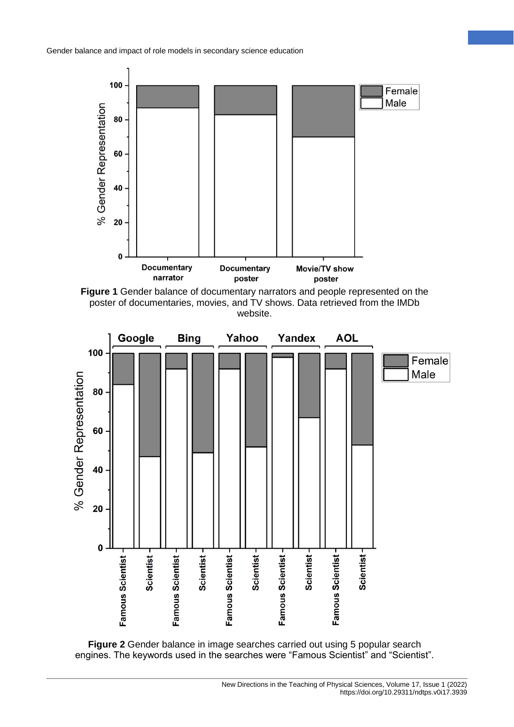**Figure 1** Gender balance of documentary narrators and people represented on the poster of documentaries, movies, and TV shows. Data retrieved from the IMDb website.

**Figure 2** Gender balance in image searches carried out using 5 popular search engines. The keywords used in the searches were “Famous Scientist” and “Scientist”.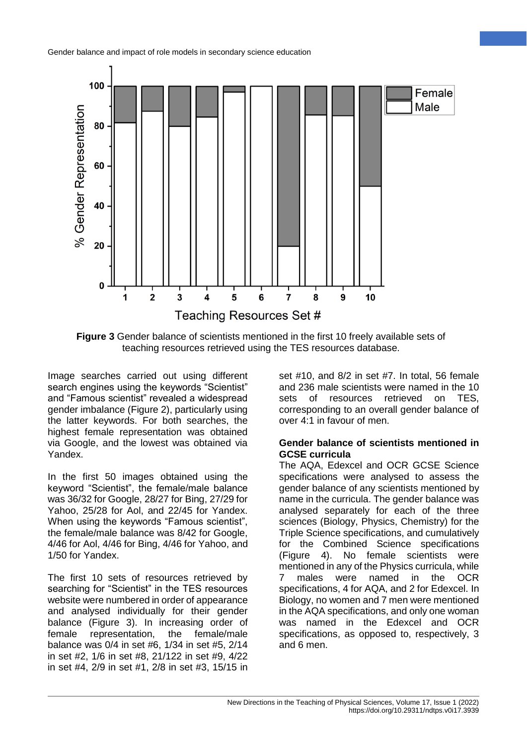**Figure 3** Gender balance of scientists mentioned in the first 10 freely available sets of teaching resources retrieved using the TES resources database.

Image searches carried out using different search engines using the keywords “Scientist” and “Famous scientist” revealed a widespread gender imbalance (Figure 2), particularly using the latter keywords. For both searches, the highest female representation was obtained via Google, and the lowest was obtained via Yandex.

In the first 50 images obtained using the keyword “Scientist”, the female/male balance was 36/32 for Google, 28/27 for Bing, 27/29 for Yahoo, 25/28 for Aol, and 22/45 for Yandex. When using the keywords “Famous scientist”, the female/male balance was 8/42 for Google, 4/46 for Aol, 4/46 for Bing, 4/46 for Yahoo, and 1/50 for Yandex.

The first 10 sets of resources retrieved by searching for “Scientist” in the TES resources website were numbered in order of appearance and analysed individually for their gender balance (Figure 3). In increasing order of female representation, the female/male balance was 0/4 in set #6, 1/34 in set #5, 2/14 in set #2, 1/6 in set #8, 21/122 in set #9, 4/22 in set #4, 2/9 in set #1, 2/8 in set #3, 15/15 in set #10, and 8/2 in set #7. In total, 56 female and 236 male scientists were named in the 10 sets of resources retrieved on TES, corresponding to an overall gender balance of over 4:1 in favour of men.

### Gender balance of scientists mentioned in GCSE curricula

The AQA, Edexcel and OCR GCSE Science specifications were analysed to assess the gender balance of any scientists mentioned by name in the curricula. The gender balance was analysed separately for each of the three sciences (Biology, Physics, Chemistry) for the Triple Science specifications, and cumulatively for the Combined Science specifications (Figure 4). No female scientists were mentioned in any of the Physics curricula, while 7 males were named in the OCR specifications, 4 for AQA, and 2 for Edexcel. In Biology, no women and 7 men were mentioned in the AQA specifications, and only one woman was named in the Edexcel and OCR specifications, as opposed to, respectively, 3 and 6 men.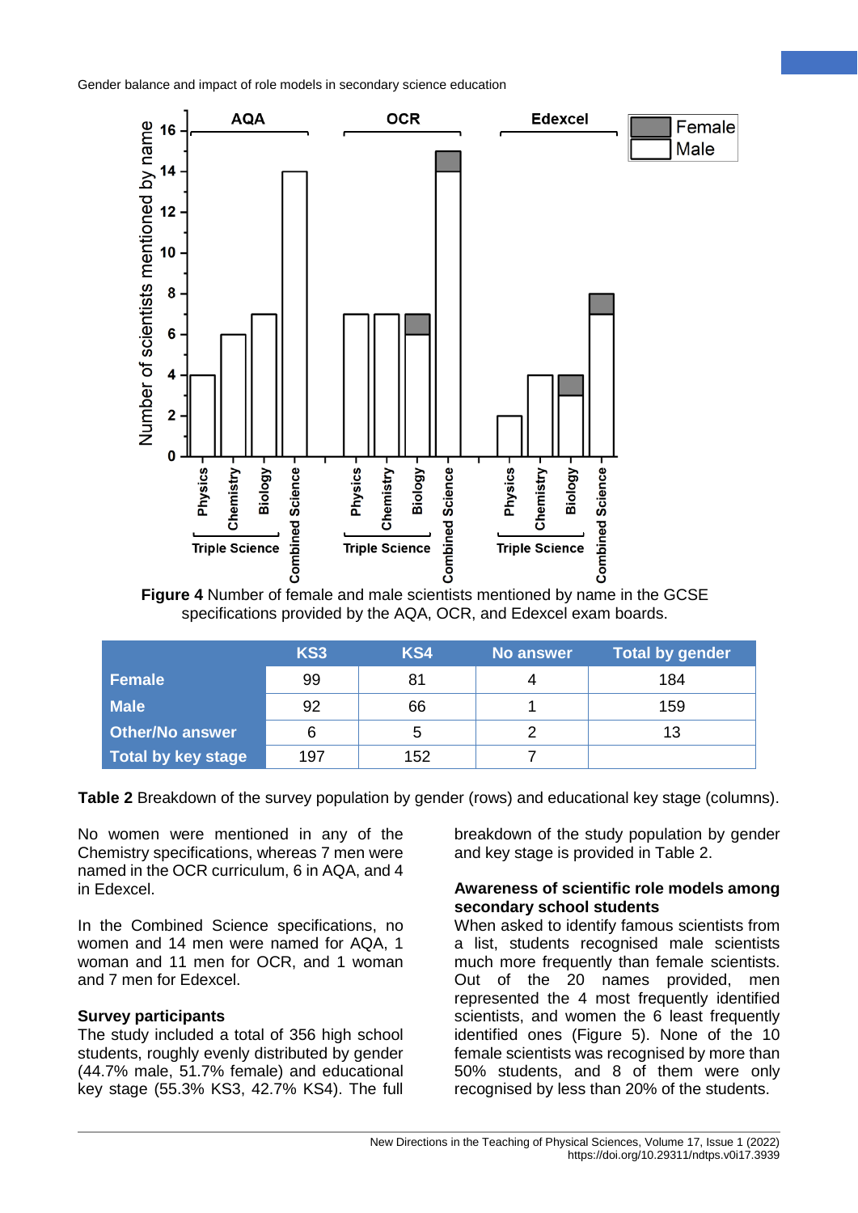**Figure 4** Number of female and male scientists mentioned by name in the GCSE specifications provided by the AQA, OCR, and Edexcel exam boards.

| | KS3 | KS4 | No answer | Total by gender |
|---|---|---|---|---|
| **Female** | 99 | 81 | 4 | 184 |
| **Male** | 92 | 66 | 1 | 159 |
| **Other/No answer** | 6 | 5 | 2 | 13 |
| **Total by key stage** | 197 | 152 | 7 | |

**Table 2** Breakdown of the survey population by gender (rows) and educational key stage (columns).

No women were mentioned in any of the Chemistry specifications, whereas 7 men were named in the OCR curriculum, 6 in AQA, and 4 in Edexcel.

In the Combined Science specifications, no women and 14 men were named for AQA, 1 woman and 11 men for OCR, and 1 woman and 7 men for Edexcel.

### Survey participants

The study included a total of 356 high school students, roughly evenly distributed by gender (44.7% male, 51.7% female) and educational key stage (55.3% KS3, 42.7% KS4). The full breakdown of the study population by gender and key stage is provided in Table 2.

### Awareness of scientific role models among secondary school students

When asked to identify famous scientists from a list, students recognised male scientists much more frequently than female scientists. Out of the 20 names provided, men represented the 4 most frequently identified scientists, and women the 6 least frequently identified ones (Figure 5). None of the 10 female scientists was recognised by more than 50% students, and 8 of them were only recognised by less than 20% of the students.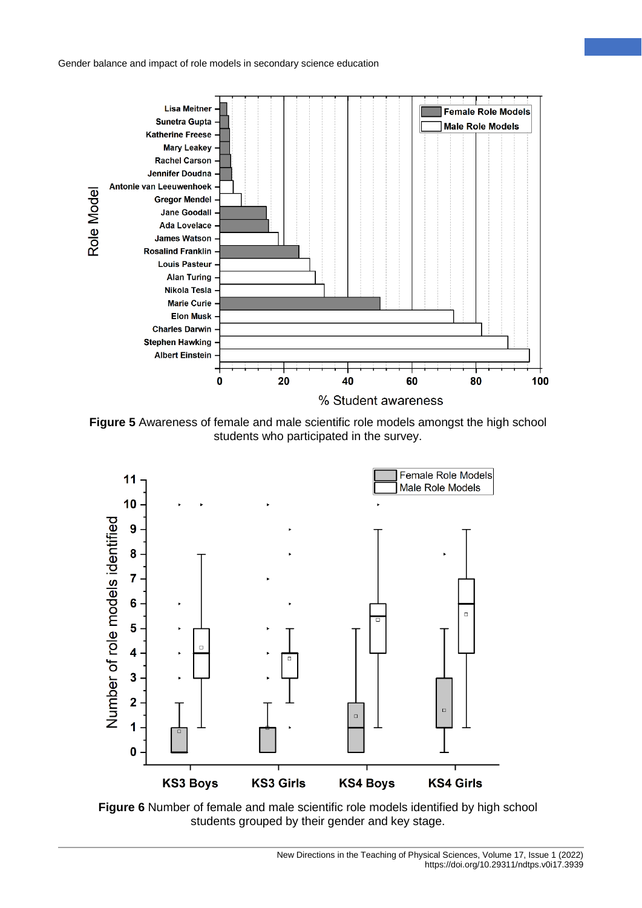**Figure 5** Awareness of female and male scientific role models amongst the high school students who participated in the survey.

**Figure 6** Number of female and male scientific role models identified by high school students grouped by their gender and key stage.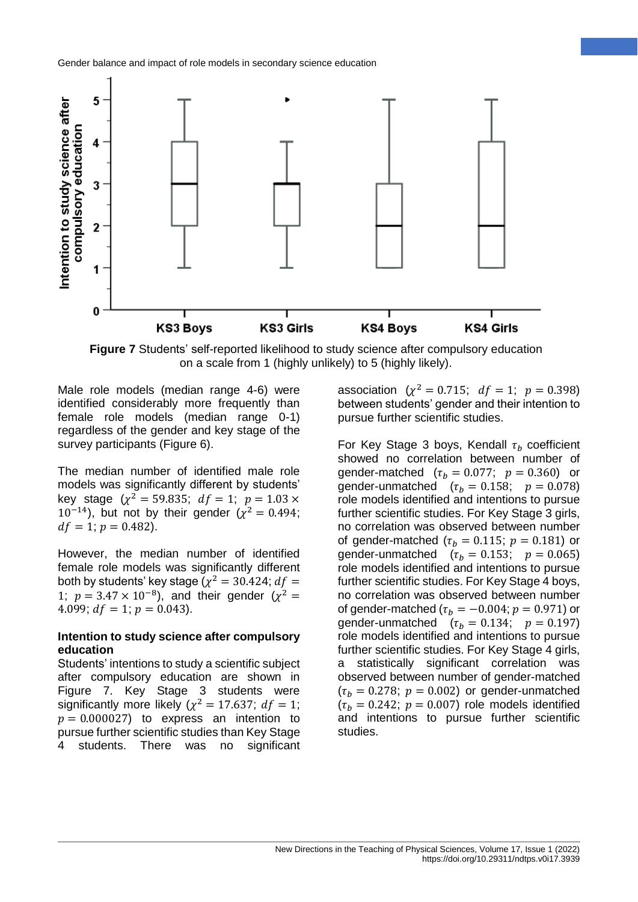**Figure 7** Students' self-reported likelihood to study science after compulsory education on a scale from 1 (highly unlikely) to 5 (highly likely).

Male role models (median range 4-6) were identified considerably more frequently than female role models (median range 0-1) regardless of the gender and key stage of the survey participants (Figure 6).

The median number of identified male role models was significantly different by students' key stage ($\chi^2 = 59.835$; $df = 1$; $p = 1.03 \times 10^{-14}$), but not by their gender ($\chi^2 = 0.494$; $df = 1$; $p = 0.482$).

However, the median number of identified female role models was significantly different both by students' key stage ($\chi^2 = 30.424$; $df = 1$; $p = 3.47 \times 10^{-8}$), and their gender ($\chi^2 = 4.099$; $df = 1$; $p = 0.043$).

**Intention to study science after compulsory education**

Students' intentions to study a scientific subject after compulsory education are shown in Figure 7. Key Stage 3 students were significantly more likely ($\chi^2 = 17.637$; $df = 1$; $p = 0.000027$) to express an intention to pursue further scientific studies than Key Stage 4 students. There was no significant association ($\chi^2 = 0.715$; $df = 1$; $p = 0.398$) between students' gender and their intention to pursue further scientific studies.

For Key Stage 3 boys, Kendall $\tau_b$ coefficient showed no correlation between number of gender-matched ($\tau_b = 0.077$; $p = 0.360$) or gender-unmatched ($\tau_b = 0.158$; $p = 0.078$) role models identified and intentions to pursue further scientific studies. For Key Stage 3 girls, no correlation was observed between number of gender-matched ($\tau_b = 0.115$; $p = 0.181$) or gender-unmatched ($\tau_b = 0.153$; $p = 0.065$) role models identified and intentions to pursue further scientific studies. For Key Stage 4 boys, no correlation was observed between number of gender-matched ($\tau_b = -0.004$; $p = 0.971$) or gender-unmatched ($\tau_b = 0.134$; $p = 0.197$) role models identified and intentions to pursue further scientific studies. For Key Stage 4 girls, a statistically significant correlation was observed between number of gender-matched ($\tau_b = 0.278$; $p = 0.002$) or gender-unmatched ($\tau_b = 0.242$; $p = 0.007$) role models identified and intentions to pursue further scientific studies.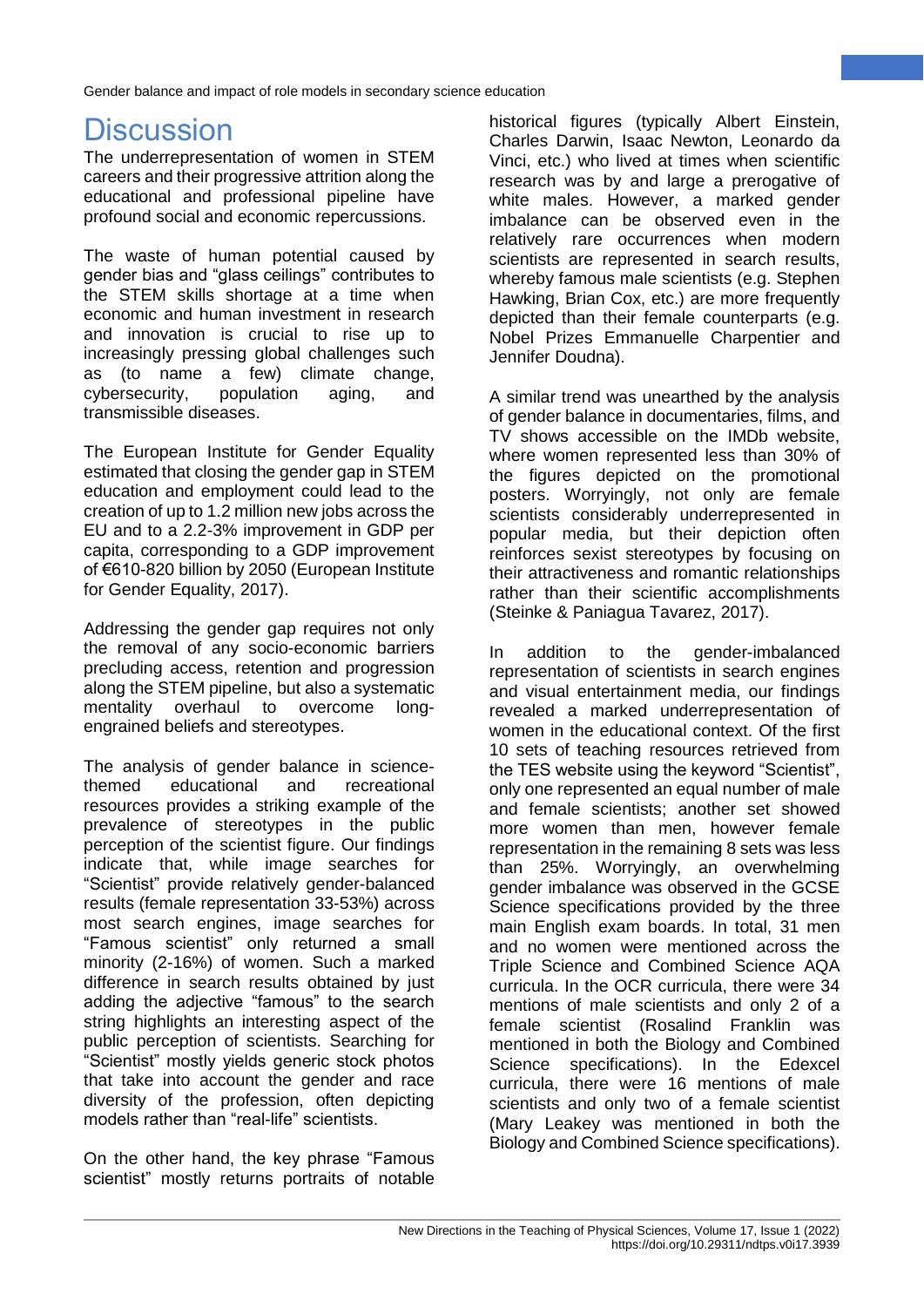# Discussion

The underrepresentation of women in STEM careers and their progressive attrition along the educational and professional pipeline have profound social and economic repercussions.

The waste of human potential caused by gender bias and "glass ceilings" contributes to the STEM skills shortage at a time when economic and human investment in research and innovation is crucial to rise up to increasingly pressing global challenges such as (to name a few) climate change, cybersecurity, population aging, and transmissible diseases.

The European Institute for Gender Equality estimated that closing the gender gap in STEM education and employment could lead to the creation of up to 1.2 million new jobs across the EU and to a 2.2-3% improvement in GDP per capita, corresponding to a GDP improvement of €610-820 billion by 2050 (European Institute for Gender Equality, 2017).

Addressing the gender gap requires not only the removal of any socio-economic barriers precluding access, retention and progression along the STEM pipeline, but also a systematic mentality overhaul to overcome long-engrained beliefs and stereotypes.

The analysis of gender balance in science-themed educational and recreational resources provides a striking example of the prevalence of stereotypes in the public perception of the scientist figure. Our findings indicate that, while image searches for "Scientist" provide relatively gender-balanced results (female representation 33-53%) across most search engines, image searches for "Famous scientist" only returned a small minority (2-16%) of women. Such a marked difference in search results obtained by just adding the adjective "famous" to the search string highlights an interesting aspect of the public perception of scientists. Searching for "Scientist" mostly yields generic stock photos that take into account the gender and race diversity of the profession, often depicting models rather than "real-life" scientists.

On the other hand, the key phrase "Famous scientist" mostly returns portraits of notable historical figures (typically Albert Einstein, Charles Darwin, Isaac Newton, Leonardo da Vinci, etc.) who lived at times when scientific research was by and large a prerogative of white males. However, a marked gender imbalance can be observed even in the relatively rare occurrences when modern scientists are represented in search results, whereby famous male scientists (e.g. Stephen Hawking, Brian Cox, etc.) are more frequently depicted than their female counterparts (e.g. Nobel Prizes Emmanuelle Charpentier and Jennifer Doudna).

A similar trend was unearthed by the analysis of gender balance in documentaries, films, and TV shows accessible on the IMDb website, where women represented less than 30% of the figures depicted on the promotional posters. Worryingly, not only are female scientists considerably underrepresented in popular media, but their depiction often reinforces sexist stereotypes by focusing on their attractiveness and romantic relationships rather than their scientific accomplishments (Steinke & Paniagua Tavarez, 2017).

In addition to the gender-imbalanced representation of scientists in search engines and visual entertainment media, our findings revealed a marked underrepresentation of women in the educational context. Of the first 10 sets of teaching resources retrieved from the TES website using the keyword "Scientist", only one represented an equal number of male and female scientists; another set showed more women than men, however female representation in the remaining 8 sets was less than 25%. Worryingly, an overwhelming gender imbalance was observed in the GCSE Science specifications provided by the three main English exam boards. In total, 31 men and no women were mentioned across the Triple Science and Combined Science AQA curricula. In the OCR curricula, there were 34 mentions of male scientists and only 2 of a female scientist (Rosalind Franklin was mentioned in both the Biology and Combined Science specifications). In the Edexcel curricula, there were 16 mentions of male scientists and only two of a female scientist (Mary Leakey was mentioned in both the Biology and Combined Science specifications).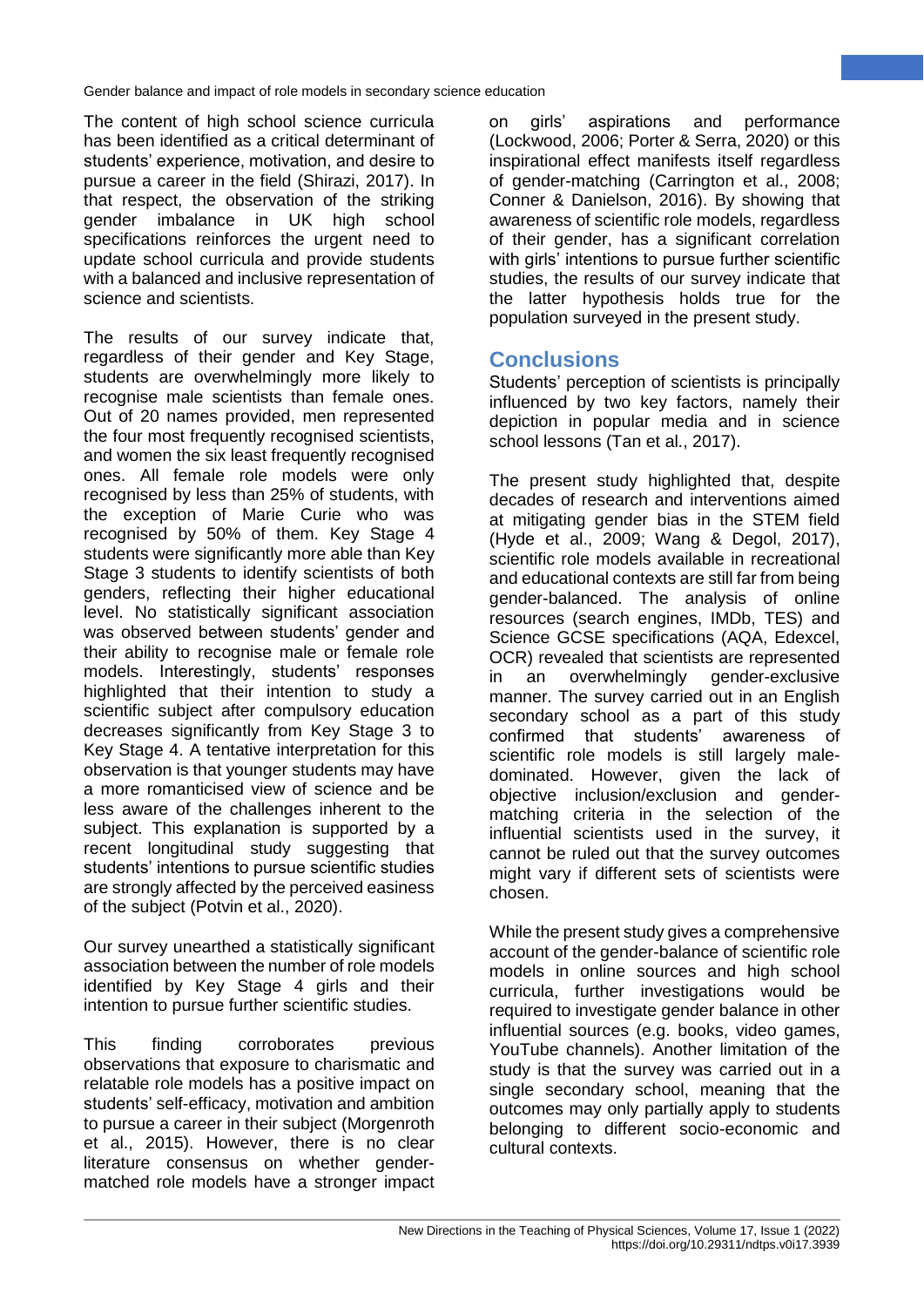The content of high school science curricula has been identified as a critical determinant of students' experience, motivation, and desire to pursue a career in the field (Shirazi, 2017). In that respect, the observation of the striking gender imbalance in UK high school specifications reinforces the urgent need to update school curricula and provide students with a balanced and inclusive representation of science and scientists.

The results of our survey indicate that, regardless of their gender and Key Stage, students are overwhelmingly more likely to recognise male scientists than female ones. Out of 20 names provided, men represented the four most frequently recognised scientists, and women the six least frequently recognised ones. All female role models were only recognised by less than 25% of students, with the exception of Marie Curie who was recognised by 50% of them. Key Stage 4 students were significantly more able than Key Stage 3 students to identify scientists of both genders, reflecting their higher educational level. No statistically significant association was observed between students' gender and their ability to recognise male or female role models. Interestingly, students' responses highlighted that their intention to study a scientific subject after compulsory education decreases significantly from Key Stage 3 to Key Stage 4. A tentative interpretation for this observation is that younger students may have a more romanticised view of science and be less aware of the challenges inherent to the subject. This explanation is supported by a recent longitudinal study suggesting that students' intentions to pursue scientific studies are strongly affected by the perceived easiness of the subject (Potvin et al., 2020).

Our survey unearthed a statistically significant association between the number of role models identified by Key Stage 4 girls and their intention to pursue further scientific studies.

This finding corroborates previous observations that exposure to charismatic and relatable role models has a positive impact on students' self-efficacy, motivation and ambition to pursue a career in their subject (Morgenroth et al., 2015). However, there is no clear literature consensus on whether gender-matched role models have a stronger impact on girls' aspirations and performance (Lockwood, 2006; Porter & Serra, 2020) or this inspirational effect manifests itself regardless of gender-matching (Carrington et al., 2008; Conner & Danielson, 2016). By showing that awareness of scientific role models, regardless of their gender, has a significant correlation with girls' intentions to pursue further scientific studies, the results of our survey indicate that the latter hypothesis holds true for the population surveyed in the present study.

## Conclusions

Students' perception of scientists is principally influenced by two key factors, namely their depiction in popular media and in science school lessons (Tan et al., 2017).

The present study highlighted that, despite decades of research and interventions aimed at mitigating gender bias in the STEM field (Hyde et al., 2009; Wang & Degol, 2017), scientific role models available in recreational and educational contexts are still far from being gender-balanced. The analysis of online resources (search engines, IMDb, TES) and Science GCSE specifications (AQA, Edexcel, OCR) revealed that scientists are represented in an overwhelmingly gender-exclusive manner. The survey carried out in an English secondary school as a part of this study confirmed that students' awareness of scientific role models is still largely male-dominated. However, given the lack of objective inclusion/exclusion and gender-matching criteria in the selection of the influential scientists used in the survey, it cannot be ruled out that the survey outcomes might vary if different sets of scientists were chosen.

While the present study gives a comprehensive account of the gender-balance of scientific role models in online sources and high school curricula, further investigations would be required to investigate gender balance in other influential sources (e.g. books, video games, YouTube channels). Another limitation of the study is that the survey was carried out in a single secondary school, meaning that the outcomes may only partially apply to students belonging to different socio-economic and cultural contexts.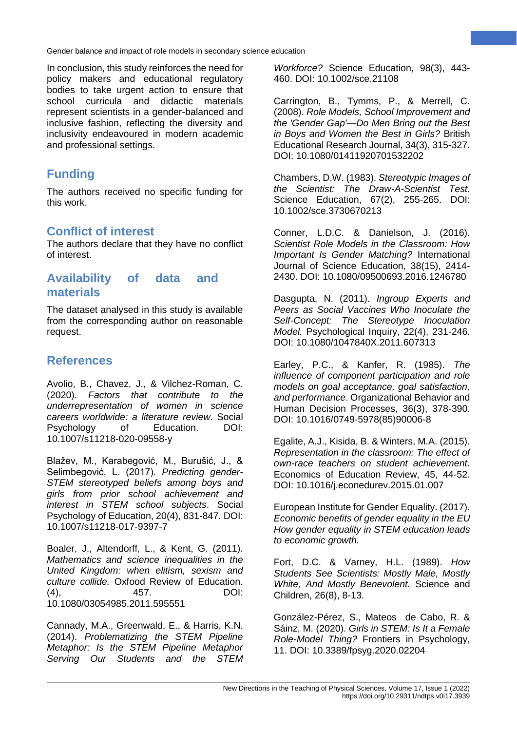In conclusion, this study reinforces the need for policy makers and educational regulatory bodies to take urgent action to ensure that school curricula and didactic materials represent scientists in a gender-balanced and inclusive fashion, reflecting the diversity and inclusivity endeavoured in modern academic and professional settings.

## Funding

The authors received no specific funding for this work.

## Conflict of interest

The authors declare that they have no conflict of interest.

## Availability of data and materials

The dataset analysed in this study is available from the corresponding author on reasonable request.

## References

Avolio, B., Chavez, J., & Vilchez-Roman, C. (2020). *Factors that contribute to the underrepresentation of women in science careers worldwide: a literature review*. Social Psychology of Education. DOI: 10.1007/s11218-020-09558-y

Blažev, M., Karabegović, M., Burušić, J., & Selimbegović, L. (2017). *Predicting gender-STEM stereotyped beliefs among boys and girls from prior school achievement and interest in STEM school subjects*. Social Psychology of Education, 20(4), 831-847. DOI: 10.1007/s11218-017-9397-7

Boaler, J., Altendorff, L., & Kent, G. (2011). *Mathematics and science inequalities in the United Kingdom: when elitism, sexism and culture collide.* Oxfood Review of Education. (4), 457. DOI: 10.1080/03054985.2011.595551

Cannady, M.A., Greenwald, E., & Harris, K.N. (2014). *Problematizing the STEM Pipeline Metaphor: Is the STEM Pipeline Metaphor Serving Our Students and the STEM Workforce?* Science Education, 98(3), 443-460. DOI: 10.1002/sce.21108

Carrington, B., Tymms, P., & Merrell, C. (2008). *Role Models, School Improvement and the 'Gender Gap'—Do Men Bring out the Best in Boys and Women the Best in Girls?* British Educational Research Journal, 34(3), 315-327. DOI: 10.1080/01411920701532202

Chambers, D.W. (1983). *Stereotypic Images of the Scientist: The Draw-A-Scientist Test*. Science Education, 67(2), 255-265. DOI: 10.1002/sce.3730670213

Conner, L.D.C. & Danielson, J. (2016). *Scientist Role Models in the Classroom: How Important Is Gender Matching?* International Journal of Science Education, 38(15), 2414-2430. DOI: 10.1080/09500693.2016.1246780

Dasgupta, N. (2011). *Ingroup Experts and Peers as Social Vaccines Who Inoculate the Self-Concept: The Stereotype Inoculation Model.* Psychological Inquiry, 22(4), 231-246. DOI: 10.1080/1047840X.2011.607313

Earley, P.C., & Kanfer, R. (1985). *The influence of component participation and role models on goal acceptance, goal satisfaction, and performance*. Organizational Behavior and Human Decision Processes, 36(3), 378-390. DOI: 10.1016/0749-5978(85)90006-8

Egalite, A.J., Kisida, B. & Winters, M.A. (2015). *Representation in the classroom: The effect of own-race teachers on student achievement.* Economics of Education Review, 45, 44-52. DOI: 10.1016/j.econedurev.2015.01.007

European Institute for Gender Equality. (2017). *Economic benefits of gender equality in the EU How gender equality in STEM education leads to economic growth.*

Fort, D.C. & Varney, H.L. (1989). *How Students See Scientists: Mostly Male, Mostly White, And Mostly Benevolent.* Science and Children, 26(8), 8-13.

González-Pérez, S., Mateos de Cabo, R. & Sáinz, M. (2020). *Girls in STEM: Is It a Female Role-Model Thing?* Frontiers in Psychology, 11. DOI: 10.3389/fpsyg.2020.02204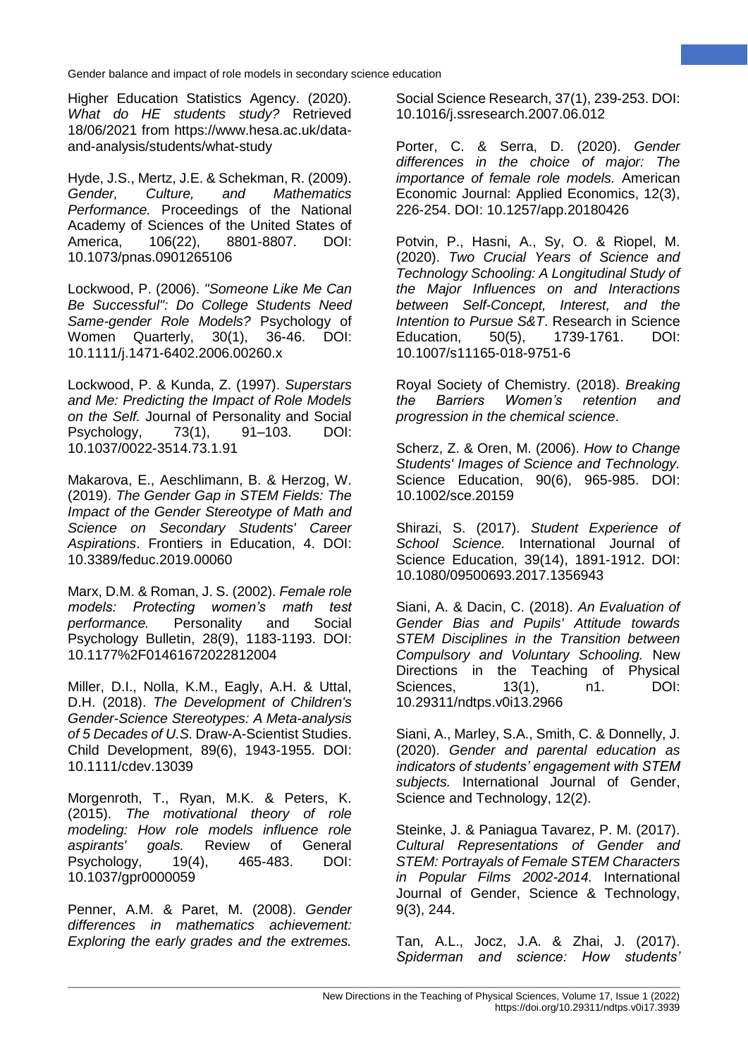Higher Education Statistics Agency. (2020). *What do HE students study?* Retrieved 18/06/2021 from https://www.hesa.ac.uk/data-and-analysis/students/what-study

Hyde, J.S., Mertz, J.E. & Schekman, R. (2009). *Gender, Culture, and Mathematics Performance.* Proceedings of the National Academy of Sciences of the United States of America, 106(22), 8801-8807. DOI: 10.1073/pnas.0901265106

Lockwood, P. (2006). *"Someone Like Me Can Be Successful": Do College Students Need Same-gender Role Models?* Psychology of Women Quarterly, 30(1), 36-46. DOI: 10.1111/j.1471-6402.2006.00260.x

Lockwood, P. & Kunda, Z. (1997). *Superstars and Me: Predicting the Impact of Role Models on the Self.* Journal of Personality and Social Psychology, 73(1), 91–103. DOI: 10.1037/0022-3514.73.1.91

Makarova, E., Aeschlimann, B. & Herzog, W. (2019). *The Gender Gap in STEM Fields: The Impact of the Gender Stereotype of Math and Science on Secondary Students' Career Aspirations*. Frontiers in Education, 4. DOI: 10.3389/feduc.2019.00060

Marx, D.M. & Roman, J. S. (2002). *Female role models: Protecting women's math test performance.* Personality and Social Psychology Bulletin, 28(9), 1183-1193. DOI: 10.1177%2F01461672022812004

Miller, D.I., Nolla, K.M., Eagly, A.H. & Uttal, D.H. (2018). *The Development of Children's Gender-Science Stereotypes: A Meta-analysis of 5 Decades of U.S*. Draw-A-Scientist Studies. Child Development, 89(6), 1943-1955. DOI: 10.1111/cdev.13039

Morgenroth, T., Ryan, M.K. & Peters, K. (2015). *The motivational theory of role modeling: How role models influence role aspirants' goals.* Review of General Psychology, 19(4), 465-483. DOI: 10.1037/gpr0000059

Penner, A.M. & Paret, M. (2008). *Gender differences in mathematics achievement: Exploring the early grades and the extremes.* Social Science Research, 37(1), 239-253. DOI: 10.1016/j.ssresearch.2007.06.012

Porter, C. & Serra, D. (2020). *Gender differences in the choice of major: The importance of female role models.* American Economic Journal: Applied Economics, 12(3), 226-254. DOI: 10.1257/app.20180426

Potvin, P., Hasni, A., Sy, O. & Riopel, M. (2020). *Two Crucial Years of Science and Technology Schooling: A Longitudinal Study of the Major Influences on and Interactions between Self-Concept, Interest, and the Intention to Pursue S&T*. Research in Science Education, 50(5), 1739-1761. DOI: 10.1007/s11165-018-9751-6

Royal Society of Chemistry. (2018). *Breaking the Barriers Women's retention and progression in the chemical science*.

Scherz, Z. & Oren, M. (2006). *How to Change Students' Images of Science and Technology.* Science Education, 90(6), 965-985. DOI: 10.1002/sce.20159

Shirazi, S. (2017). *Student Experience of School Science.* International Journal of Science Education, 39(14), 1891-1912. DOI: 10.1080/09500693.2017.1356943

Siani, A. & Dacin, C. (2018). *An Evaluation of Gender Bias and Pupils' Attitude towards STEM Disciplines in the Transition between Compulsory and Voluntary Schooling.* New Directions in the Teaching of Physical Sciences, 13(1), n1. DOI: 10.29311/ndtps.v0i13.2966

Siani, A., Marley, S.A., Smith, C. & Donnelly, J. (2020). *Gender and parental education as indicators of students' engagement with STEM subjects.* International Journal of Gender, Science and Technology, 12(2).

Steinke, J. & Paniagua Tavarez, P. M. (2017). *Cultural Representations of Gender and STEM: Portrayals of Female STEM Characters in Popular Films 2002-2014.* International Journal of Gender, Science & Technology, 9(3), 244.

Tan, A.L., Jocz, J.A. & Zhai, J. (2017). *Spiderman and science: How students'*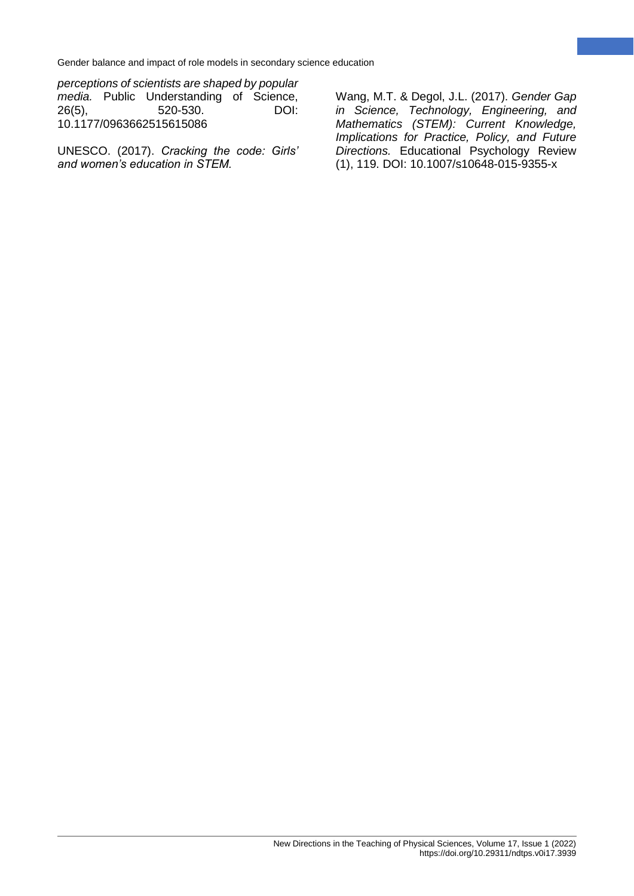*perceptions of scientists are shaped by popular media.* Public Understanding of Science, 26(5), 520-530. DOI: 10.1177/0963662515615086

UNESCO. (2017). *Cracking the code: Girls' and women's education in STEM.*

Wang, M.T. & Degol, J.L. (2017). *Gender Gap in Science, Technology, Engineering, and Mathematics (STEM): Current Knowledge, Implications for Practice, Policy, and Future Directions.* Educational Psychology Review (1), 119. DOI: 10.1007/s10648-015-9355-x